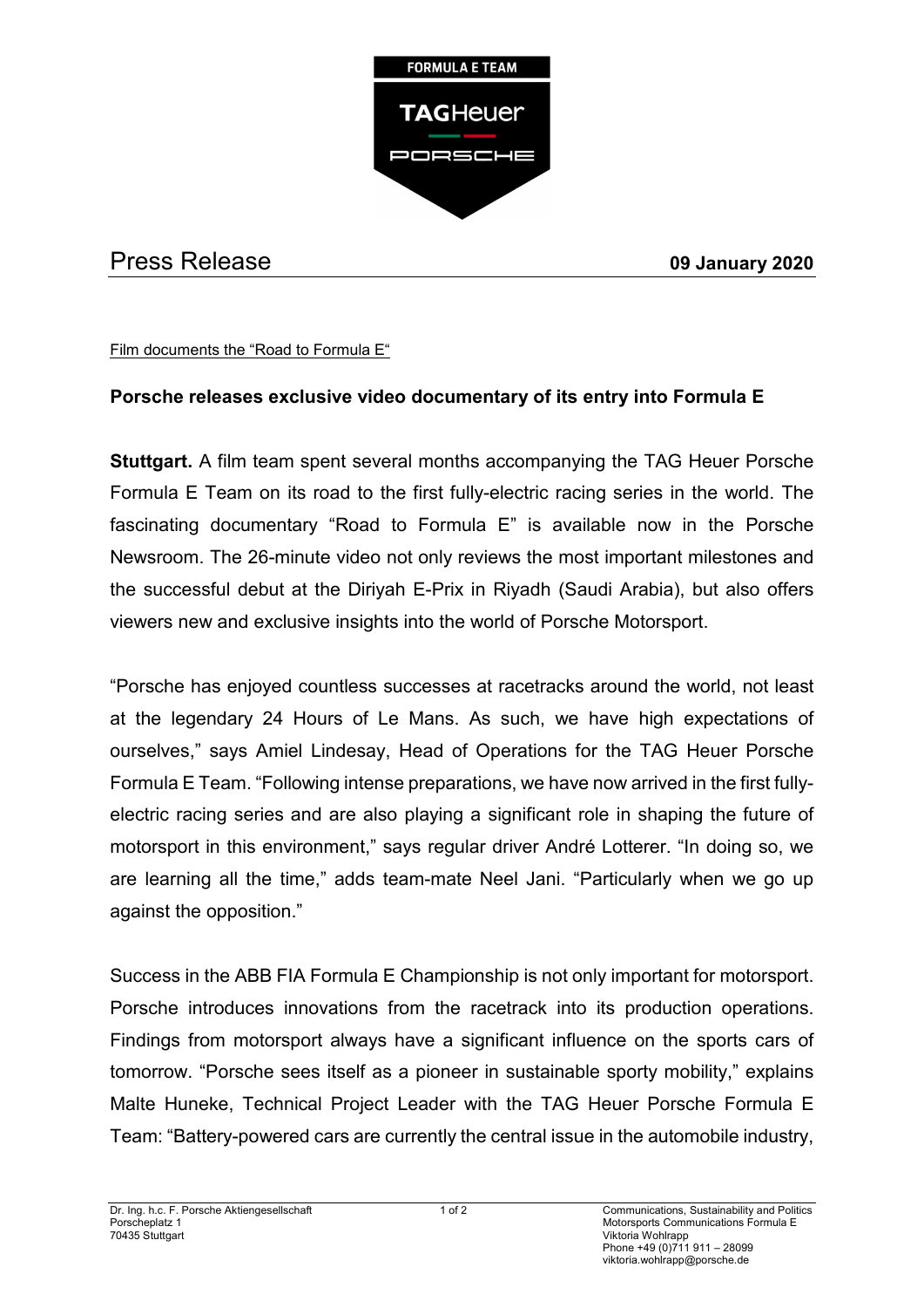FORMULA E TEAM

TAGHeuer

PORSCHE

# Press Release

**09 January 2020**

Film documents the "Road to Formula E"

## Porsche releases exclusive video documentary of its entry into Formula E

**Stuttgart.** A film team spent several months accompanying the TAG Heuer Porsche Formula E Team on its road to the first fully-electric racing series in the world. The fascinating documentary "Road to Formula E" is available now in the Porsche Newsroom. The 26-minute video not only reviews the most important milestones and the successful debut at the Diriyah E-Prix in Riyadh (Saudi Arabia), but also offers viewers new and exclusive insights into the world of Porsche Motorsport.

"Porsche has enjoyed countless successes at racetracks around the world, not least at the legendary 24 Hours of Le Mans. As such, we have high expectations of ourselves," says Amiel Lindesay, Head of Operations for the TAG Heuer Porsche Formula E Team. "Following intense preparations, we have now arrived in the first fully-electric racing series and are also playing a significant role in shaping the future of motorsport in this environment," says regular driver André Lotterer. "In doing so, we are learning all the time," adds team-mate Neel Jani. "Particularly when we go up against the opposition."

Success in the ABB FIA Formula E Championship is not only important for motorsport. Porsche introduces innovations from the racetrack into its production operations. Findings from motorsport always have a significant influence on the sports cars of tomorrow. "Porsche sees itself as a pioneer in sustainable sporty mobility," explains Malte Huneke, Technical Project Leader with the TAG Heuer Porsche Formula E Team: "Battery-powered cars are currently the central issue in the automobile industry,

Dr. Ing. h.c. F. Porsche Aktiengesellschaft
Porscheplatz 1
70435 Stuttgart

Communications, Sustainability and Politics
Motorsports Communications Formula E
Viktoria Wohlrapp
Phone +49 (0)711 911 – 28099
viktoria.wohlrapp@porsche.de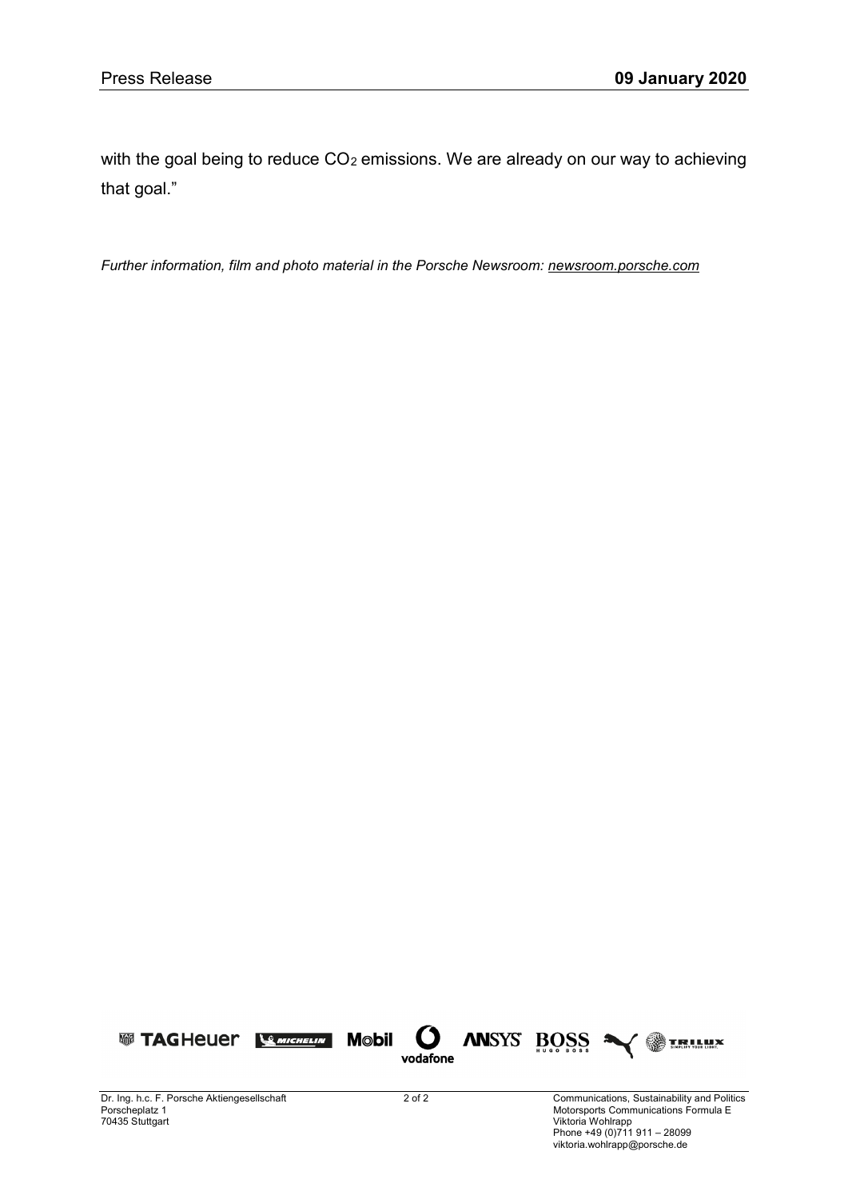with the goal being to reduce $CO_2$ emissions. We are already on our way to achieving that goal."

*Further information, film and photo material in the Porsche Newsroom: newsroom.porsche.com*

Dr. Ing. h.c. F. Porsche Aktiengesellschaft
Porscheplatz 1
70435 Stuttgart

Communications, Sustainability and Politics
Motorsports Communications Formula E
Viktoria Wohlrapp
Phone +49 (0)711 911 – 28099
viktoria.wohlrapp@porsche.de